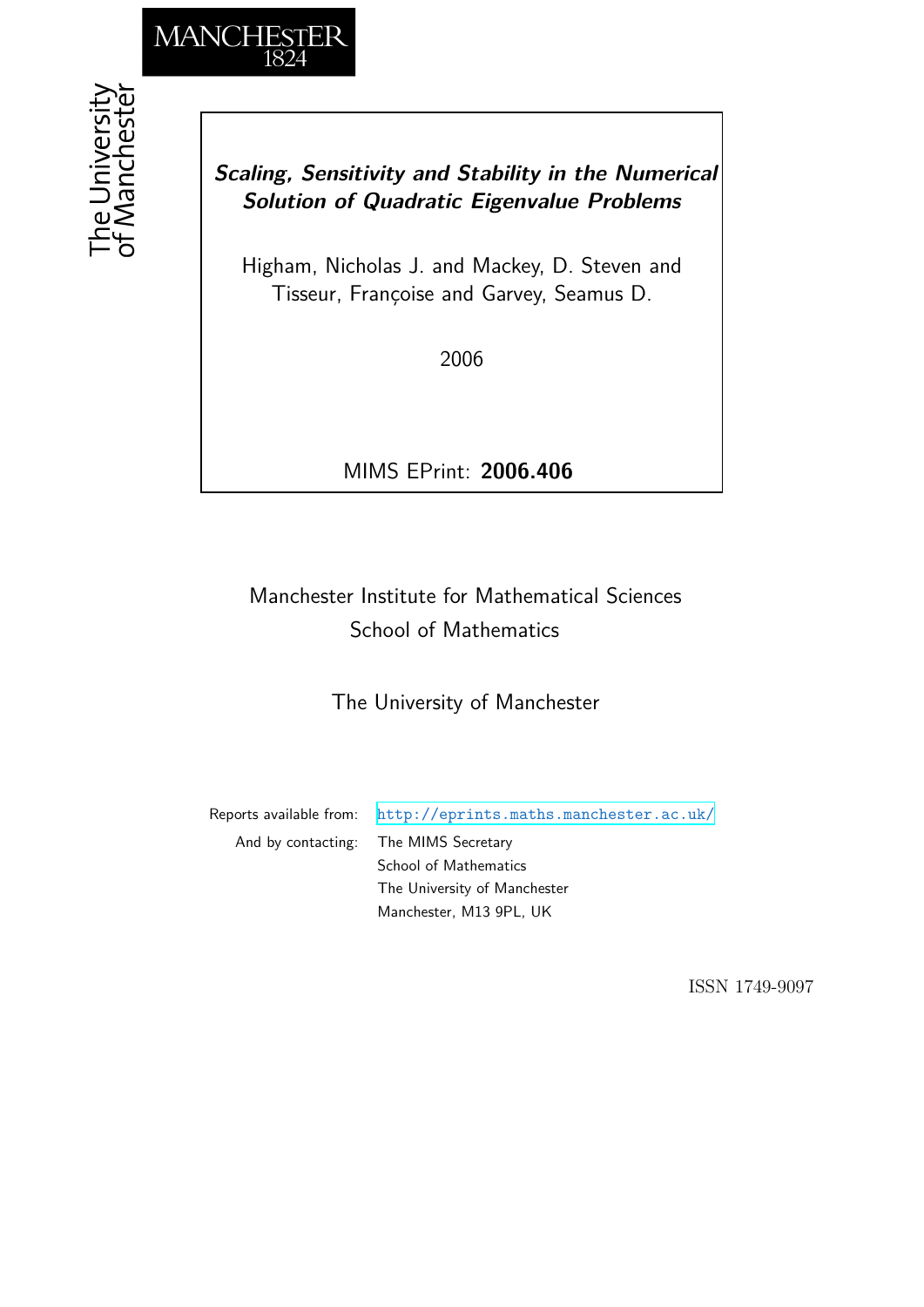MANCHESTER
1824

The University
of Manchester

***Scaling, Sensitivity and Stability in the Numerical Solution of Quadratic Eigenvalue Problems***

Higham, Nicholas J. and Mackey, D. Steven and
Tisseur, Françoise and Garvey, Seamus D.

2006

MIMS EPrint: **2006.406**

Manchester Institute for Mathematical Sciences
School of Mathematics

The University of Manchester

Reports available from: http://eprints.maths.manchester.ac.uk/
And by contacting: The MIMS Secretary
School of Mathematics
The University of Manchester
Manchester, M13 9PL, UK

ISSN 1749-9097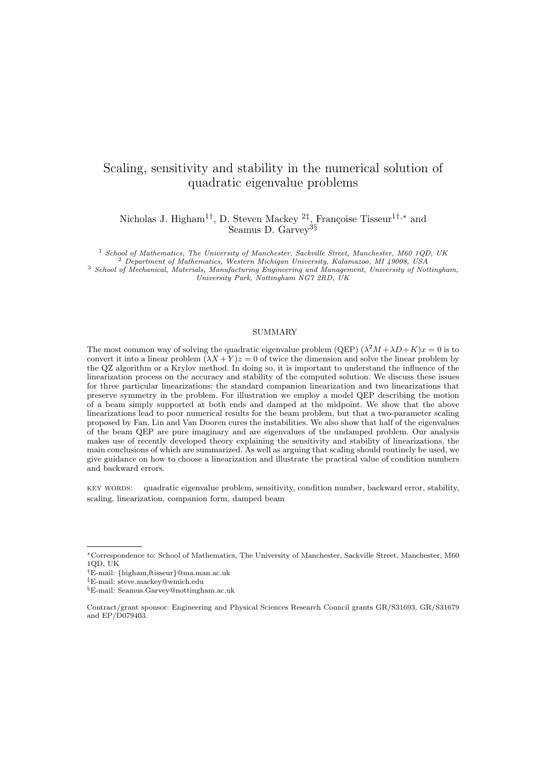# Scaling, sensitivity and stability in the numerical solution of quadratic eigenvalue problems

Nicholas J. Higham[1†], D. Steven Mackey [2‡], Françoise Tisseur[1†,*] and Seamus D. Garvey[3§]

[1] *School of Mathematics, The University of Manchester, Sackville Street, Manchester, M60 1QD, UK*
[2] *Department of Mathematics, Western Michigan University, Kalamazoo, MI 49008, USA*
[3] *School of Mechanical, Materials, Manufacturing Engineering and Management, University of Nottingham, University Park, Nottingham NG7 2RD, UK*

## SUMMARY

The most common way of solving the quadratic eigenvalue problem (QEP) $(\lambda^2 M + \lambda D + K)x = 0$ is to convert it into a linear problem $(\lambda X + Y)z = 0$ of twice the dimension and solve the linear problem by the QZ algorithm or a Krylov method. In doing so, it is important to understand the influence of the linearization process on the accuracy and stability of the computed solution. We discuss these issues for three particular linearizations: the standard companion linearization and two linearizations that preserve symmetry in the problem. For illustration we employ a model QEP describing the motion of a beam simply supported at both ends and damped at the midpoint. We show that the above linearizations lead to poor numerical results for the beam problem, but that a two-parameter scaling proposed by Fan, Lin and Van Dooren cures the instabilities. We also show that half of the eigenvalues of the beam QEP are pure imaginary and are eigenvalues of the undamped problem. Our analysis makes use of recently developed theory explaining the sensitivity and stability of linearizations, the main conclusions of which are summarized. As well as arguing that scaling should routinely be used, we give guidance on how to choose a linearization and illustrate the practical value of condition numbers and backward errors.

KEY WORDS: quadratic eigenvalue problem, sensitivity, condition number, backward error, stability, scaling, linearization, companion form, damped beam

---

*Correspondence to: School of Mathematics, The University of Manchester, Sackville Street, Manchester, M60 1QD, UK

†E-mail: {higham,ftisseur}@ma.man.ac.uk

‡E-mail: steve.mackey@wmich.edu

§E-mail: Seamus.Garvey@nottingham.ac.uk

Contract/grant sponsor: Engineering and Physical Sciences Research Council grants GR/S31693, GR/S31679 and EP/D079403.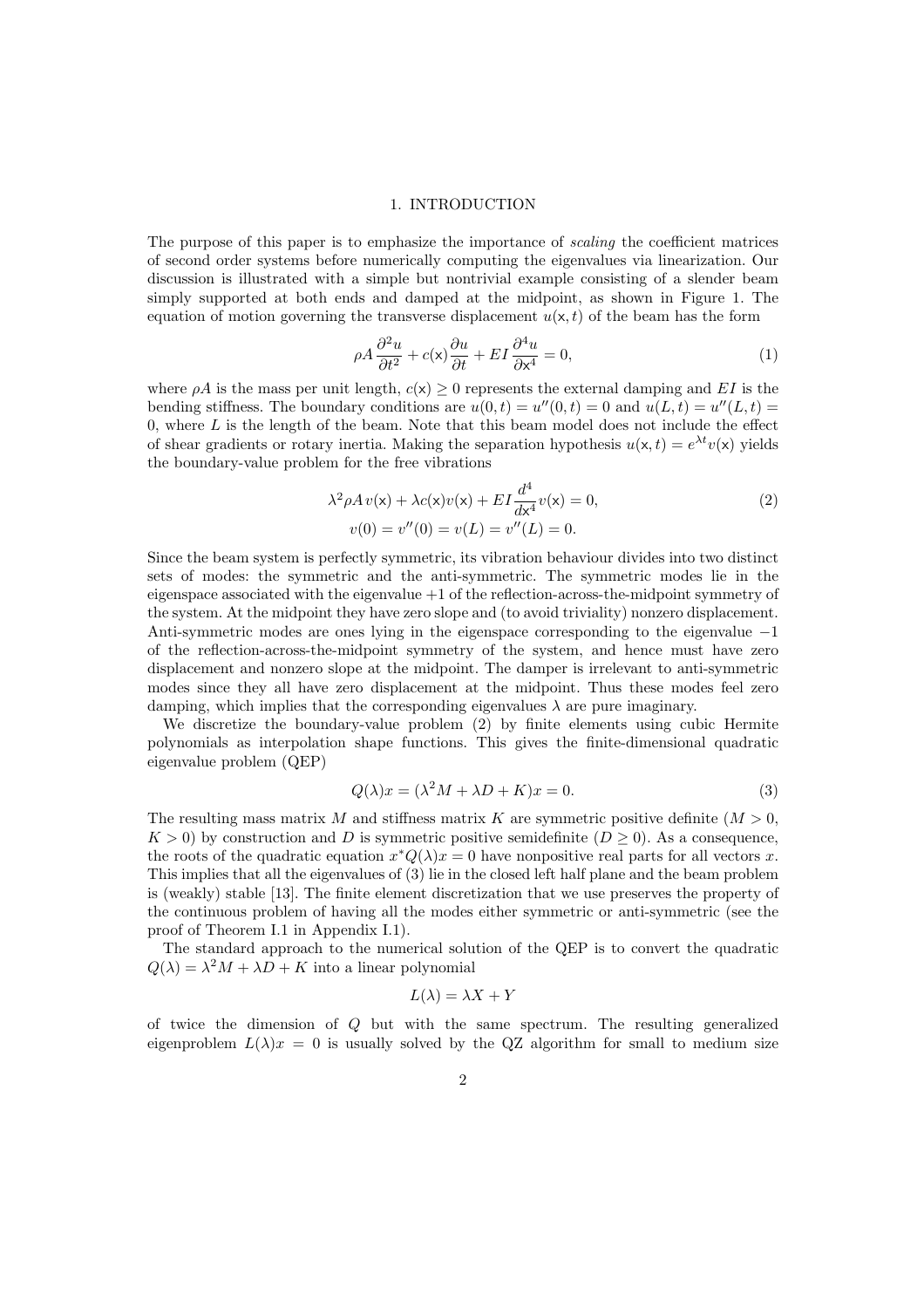## 1. INTRODUCTION

The purpose of this paper is to emphasize the importance of *scaling* the coefficient matrices of second order systems before numerically computing the eigenvalues via linearization. Our discussion is illustrated with a simple but nontrivial example consisting of a slender beam simply supported at both ends and damped at the midpoint, as shown in Figure 1. The equation of motion governing the transverse displacement $u(\mathsf{x}, t)$ of the beam has the form

$$\rho A \frac{\partial^2 u}{\partial t^2} + c(\mathsf{x}) \frac{\partial u}{\partial t} + EI \frac{\partial^4 u}{\partial \mathsf{x}^4} = 0, \tag{1}$$

where $\rho A$ is the mass per unit length, $c(\mathsf{x}) \geq 0$ represents the external damping and $EI$ is the bending stiffness. The boundary conditions are $u(0,t) = u''(0,t) = 0$ and $u(L,t) = u''(L,t) = 0$, where $L$ is the length of the beam. Note that this beam model does not include the effect of shear gradients or rotary inertia. Making the separation hypothesis $u(\mathsf{x}, t) = e^{\lambda t} v(\mathsf{x})$ yields the boundary-value problem for the free vibrations

$$\begin{aligned} \lambda^2 \rho A\, v(\mathsf{x}) + \lambda c(\mathsf{x}) v(\mathsf{x}) + EI \frac{d^4}{d\mathsf{x}^4} v(\mathsf{x}) = 0, \\ v(0) = v''(0) = v(L) = v''(L) = 0. \end{aligned} \tag{2}$$

Since the beam system is perfectly symmetric, its vibration behaviour divides into two distinct sets of modes: the symmetric and the anti-symmetric. The symmetric modes lie in the eigenspace associated with the eigenvalue $+1$ of the reflection-across-the-midpoint symmetry of the system. At the midpoint they have zero slope and (to avoid triviality) nonzero displacement. Anti-symmetric modes are ones lying in the eigenspace corresponding to the eigenvalue $-1$ of the reflection-across-the-midpoint symmetry of the system, and hence must have zero displacement and nonzero slope at the midpoint. The damper is irrelevant to anti-symmetric modes since they all have zero displacement at the midpoint. Thus these modes feel zero damping, which implies that the corresponding eigenvalues $\lambda$ are pure imaginary.

We discretize the boundary-value problem (2) by finite elements using cubic Hermite polynomials as interpolation shape functions. This gives the finite-dimensional quadratic eigenvalue problem (QEP)

$$Q(\lambda)x = (\lambda^2 M + \lambda D + K)x = 0. \tag{3}$$

The resulting mass matrix $M$ and stiffness matrix $K$ are symmetric positive definite ($M > 0$, $K > 0$) by construction and $D$ is symmetric positive semidefinite ($D \geq 0$). As a consequence, the roots of the quadratic equation $x^* Q(\lambda) x = 0$ have nonpositive real parts for all vectors $x$. This implies that all the eigenvalues of (3) lie in the closed left half plane and the beam problem is (weakly) stable [13]. The finite element discretization that we use preserves the property of the continuous problem of having all the modes either symmetric or anti-symmetric (see the proof of Theorem I.1 in Appendix I.1).

The standard approach to the numerical solution of the QEP is to convert the quadratic $Q(\lambda) = \lambda^2 M + \lambda D + K$ into a linear polynomial

$$L(\lambda) = \lambda X + Y$$

of twice the dimension of $Q$ but with the same spectrum. The resulting generalized eigenproblem $L(\lambda)x = 0$ is usually solved by the QZ algorithm for small to medium size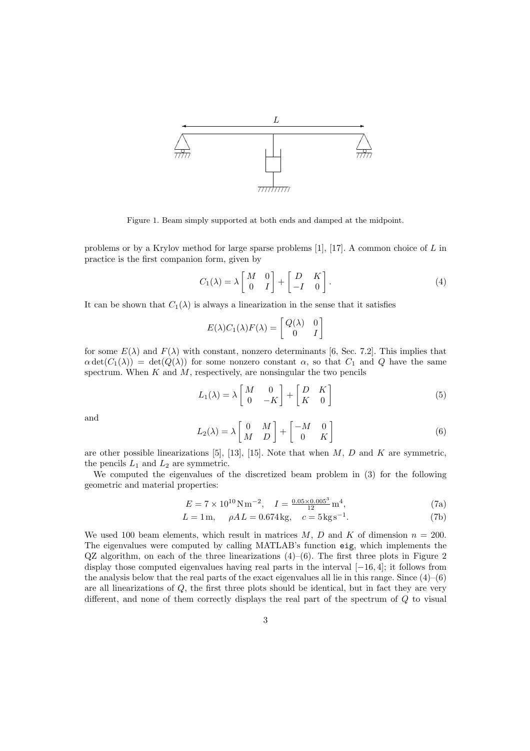Figure 1. Beam simply supported at both ends and damped at the midpoint.

problems or by a Krylov method for large sparse problems [1], [17]. A common choice of $L$ in practice is the first companion form, given by

$$C_1(\lambda) = \lambda \begin{bmatrix} M & 0 \\ 0 & I \end{bmatrix} + \begin{bmatrix} D & K \\ -I & 0 \end{bmatrix}. \tag{4}$$

It can be shown that $C_1(\lambda)$ is always a linearization in the sense that it satisfies

$$E(\lambda)C_1(\lambda)F(\lambda) = \begin{bmatrix} Q(\lambda) & 0 \\ 0 & I \end{bmatrix}$$

for some $E(\lambda)$ and $F(\lambda)$ with constant, nonzero determinants [6, Sec. 7.2]. This implies that $\alpha \det(C_1(\lambda)) = \det(Q(\lambda))$ for some nonzero constant $\alpha$, so that $C_1$ and $Q$ have the same spectrum. When $K$ and $M$, respectively, are nonsingular the two pencils

$$L_1(\lambda) = \lambda \begin{bmatrix} M & 0 \\ 0 & -K \end{bmatrix} + \begin{bmatrix} D & K \\ K & 0 \end{bmatrix} \tag{5}$$

and

$$L_2(\lambda) = \lambda \begin{bmatrix} 0 & M \\ M & D \end{bmatrix} + \begin{bmatrix} -M & 0 \\ 0 & K \end{bmatrix} \tag{6}$$

are other possible linearizations [5], [13], [15]. Note that when $M$, $D$ and $K$ are symmetric, the pencils $L_1$ and $L_2$ are symmetric.

We computed the eigenvalues of the discretized beam problem in (3) for the following geometric and material properties:

$$E = 7 \times 10^{10}\,\mathrm{N\,m^{-2}}, \quad I = \tfrac{0.05 \times 0.005^3}{12}\,\mathrm{m}^4, \tag{7a}$$

$$L = 1\,\mathrm{m}, \quad \rho A L = 0.674\,\mathrm{kg}, \quad c = 5\,\mathrm{kg\,s^{-1}}. \tag{7b}$$

We used 100 beam elements, which result in matrices $M$, $D$ and $K$ of dimension $n = 200$. The eigenvalues were computed by calling MATLAB's function `eig`, which implements the QZ algorithm, on each of the three linearizations (4)–(6). The first three plots in Figure 2 display those computed eigenvalues having real parts in the interval $[-16, 4]$; it follows from the analysis below that the real parts of the exact eigenvalues all lie in this range. Since (4)–(6) are all linearizations of $Q$, the first three plots should be identical, but in fact they are very different, and none of them correctly displays the real part of the spectrum of $Q$ to visual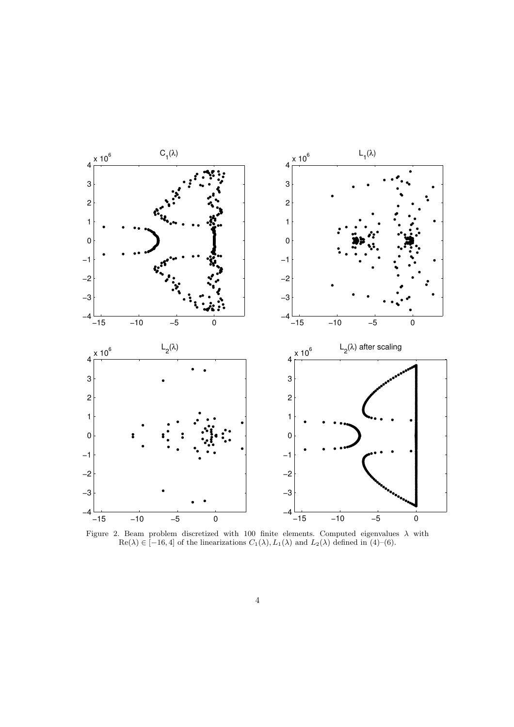Figure 2. Beam problem discretized with 100 finite elements. Computed eigenvalues $\lambda$ with $\mathrm{Re}(\lambda) \in [-16, 4]$ of the linearizations $C_1(\lambda), L_1(\lambda)$ and $L_2(\lambda)$ defined in (4)–(6).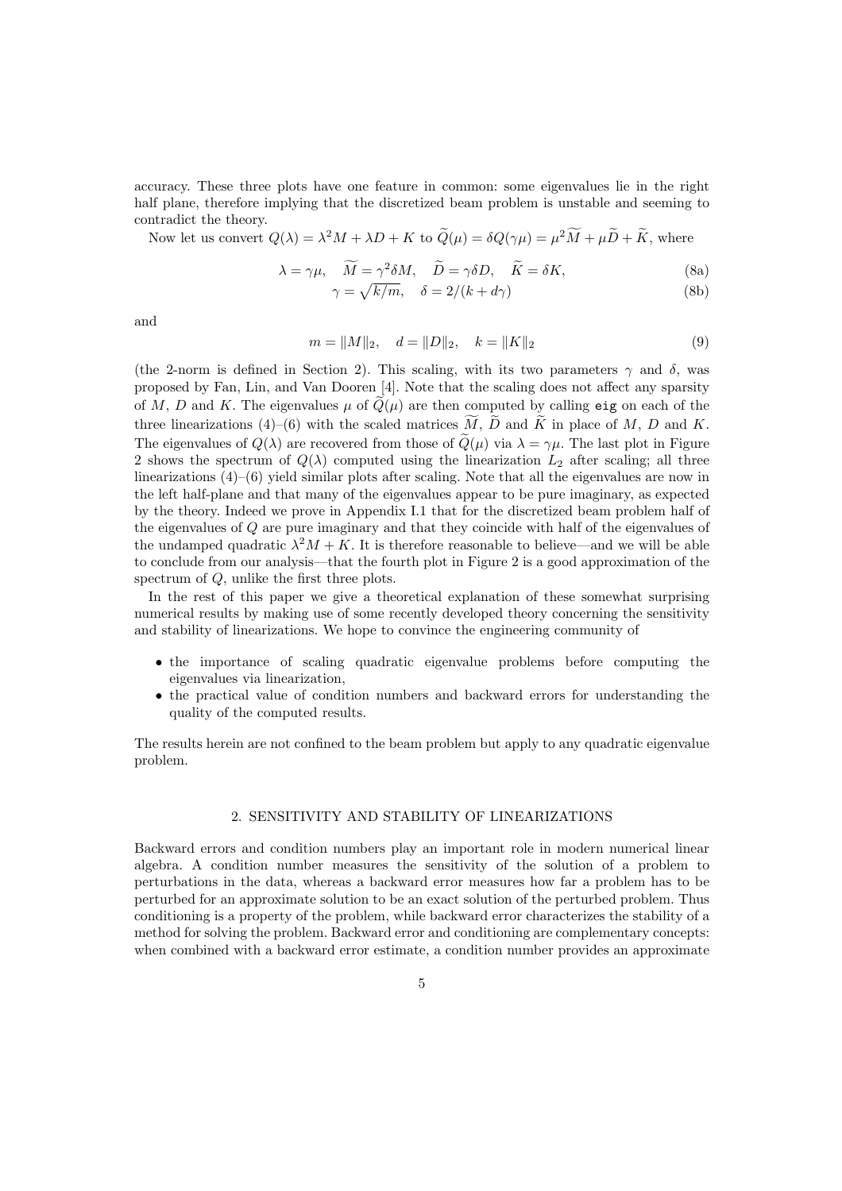accuracy. These three plots have one feature in common: some eigenvalues lie in the right half plane, therefore implying that the discretized beam problem is unstable and seeming to contradict the theory.

Now let us convert $Q(\lambda) = \lambda^2 M + \lambda D + K$ to $\widetilde{Q}(\mu) = \delta Q(\gamma\mu) = \mu^2 \widetilde{M} + \mu \widetilde{D} + \widetilde{K}$, where

$$\lambda = \gamma\mu, \quad \widetilde{M} = \gamma^2 \delta M, \quad \widetilde{D} = \gamma\delta D, \quad \widetilde{K} = \delta K, \tag{8a}$$

$$\gamma = \sqrt{k/m}, \quad \delta = 2/(k + d\gamma) \tag{8b}$$

and

$$m = \|M\|_2, \quad d = \|D\|_2, \quad k = \|K\|_2 \tag{9}$$

(the 2-norm is defined in Section 2). This scaling, with its two parameters $\gamma$ and $\delta$, was proposed by Fan, Lin, and Van Dooren [4]. Note that the scaling does not affect any sparsity of $M$, $D$ and $K$. The eigenvalues $\mu$ of $\widetilde{Q}(\mu)$ are then computed by calling `eig` on each of the three linearizations (4)–(6) with the scaled matrices $\widetilde{M}$, $\widetilde{D}$ and $\widetilde{K}$ in place of $M$, $D$ and $K$. The eigenvalues of $Q(\lambda)$ are recovered from those of $\widetilde{Q}(\mu)$ via $\lambda = \gamma\mu$. The last plot in Figure 2 shows the spectrum of $Q(\lambda)$ computed using the linearization $L_2$ after scaling; all three linearizations (4)–(6) yield similar plots after scaling. Note that all the eigenvalues are now in the left half-plane and that many of the eigenvalues appear to be pure imaginary, as expected by the theory. Indeed we prove in Appendix I.1 that for the discretized beam problem half of the eigenvalues of $Q$ are pure imaginary and that they coincide with half of the eigenvalues of the undamped quadratic $\lambda^2 M + K$. It is therefore reasonable to believe—and we will be able to conclude from our analysis—that the fourth plot in Figure 2 is a good approximation of the spectrum of $Q$, unlike the first three plots.

In the rest of this paper we give a theoretical explanation of these somewhat surprising numerical results by making use of some recently developed theory concerning the sensitivity and stability of linearizations. We hope to convince the engineering community of

- the importance of scaling quadratic eigenvalue problems before computing the eigenvalues via linearization,
- the practical value of condition numbers and backward errors for understanding the quality of the computed results.

The results herein are not confined to the beam problem but apply to any quadratic eigenvalue problem.

## 2. SENSITIVITY AND STABILITY OF LINEARIZATIONS

Backward errors and condition numbers play an important role in modern numerical linear algebra. A condition number measures the sensitivity of the solution of a problem to perturbations in the data, whereas a backward error measures how far a problem has to be perturbed for an approximate solution to be an exact solution of the perturbed problem. Thus conditioning is a property of the problem, while backward error characterizes the stability of a method for solving the problem. Backward error and conditioning are complementary concepts: when combined with a backward error estimate, a condition number provides an approximate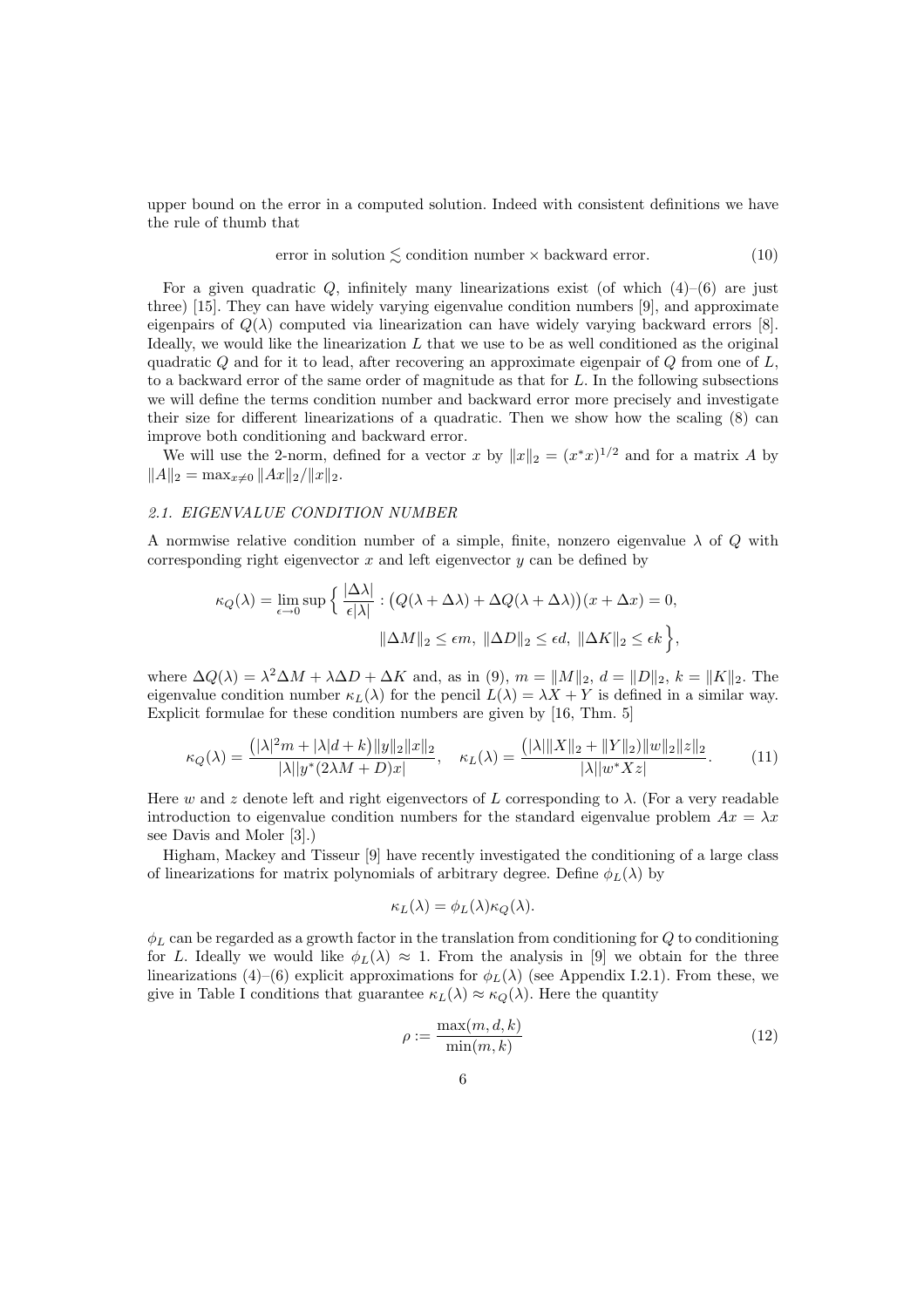upper bound on the error in a computed solution. Indeed with consistent definitions we have the rule of thumb that

$$\text{error in solution} \lesssim \text{condition number} \times \text{backward error}. \tag{10}$$

For a given quadratic $Q$, infinitely many linearizations exist (of which (4)–(6) are just three) [15]. They can have widely varying eigenvalue condition numbers [9], and approximate eigenpairs of $Q(\lambda)$ computed via linearization can have widely varying backward errors [8]. Ideally, we would like the linearization $L$ that we use to be as well conditioned as the original quadratic $Q$ and for it to lead, after recovering an approximate eigenpair of $Q$ from one of $L$, to a backward error of the same order of magnitude as that for $L$. In the following subsections we will define the terms condition number and backward error more precisely and investigate their size for different linearizations of a quadratic. Then we show how the scaling (8) can improve both conditioning and backward error.

We will use the 2-norm, defined for a vector $x$ by $\|x\|_2 = (x^*x)^{1/2}$ and for a matrix $A$ by $\|A\|_2 = \max_{x\neq 0} \|Ax\|_2/\|x\|_2$.

### 2.1. EIGENVALUE CONDITION NUMBER

A normwise relative condition number of a simple, finite, nonzero eigenvalue $\lambda$ of $Q$ with corresponding right eigenvector $x$ and left eigenvector $y$ can be defined by

$$\kappa_Q(\lambda) = \lim_{\epsilon\to 0} \sup \Big\{ \frac{|\Delta\lambda|}{\epsilon|\lambda|} : \big(Q(\lambda+\Delta\lambda) + \Delta Q(\lambda+\Delta\lambda)\big)(x+\Delta x) = 0, \\ \|\Delta M\|_2 \le \epsilon m,\ \|\Delta D\|_2 \le \epsilon d,\ \|\Delta K\|_2 \le \epsilon k \Big\},$$

where $\Delta Q(\lambda) = \lambda^2 \Delta M + \lambda \Delta D + \Delta K$ and, as in (9), $m = \|M\|_2$, $d = \|D\|_2$, $k = \|K\|_2$. The eigenvalue condition number $\kappa_L(\lambda)$ for the pencil $L(\lambda) = \lambda X + Y$ is defined in a similar way. Explicit formulae for these condition numbers are given by [16, Thm. 5]

$$\kappa_Q(\lambda) = \frac{\big(|\lambda|^2 m + |\lambda| d + k\big)\|y\|_2\|x\|_2}{|\lambda||y^*(2\lambda M + D)x|}, \quad \kappa_L(\lambda) = \frac{\big(|\lambda|\|X\|_2 + \|Y\|_2\big)\|w\|_2\|z\|_2}{|\lambda||w^* X z|}. \tag{11}$$

Here $w$ and $z$ denote left and right eigenvectors of $L$ corresponding to $\lambda$. (For a very readable introduction to eigenvalue condition numbers for the standard eigenvalue problem $Ax = \lambda x$ see Davis and Moler [3].)

Higham, Mackey and Tisseur [9] have recently investigated the conditioning of a large class of linearizations for matrix polynomials of arbitrary degree. Define $\phi_L(\lambda)$ by

$$\kappa_L(\lambda) = \phi_L(\lambda)\kappa_Q(\lambda).$$

$\phi_L$ can be regarded as a growth factor in the translation from conditioning for $Q$ to conditioning for $L$. Ideally we would like $\phi_L(\lambda) \approx 1$. From the analysis in [9] we obtain for the three linearizations (4)–(6) explicit approximations for $\phi_L(\lambda)$ (see Appendix I.2.1). From these, we give in Table I conditions that guarantee $\kappa_L(\lambda) \approx \kappa_Q(\lambda)$. Here the quantity

$$\rho := \frac{\max(m, d, k)}{\min(m, k)} \tag{12}$$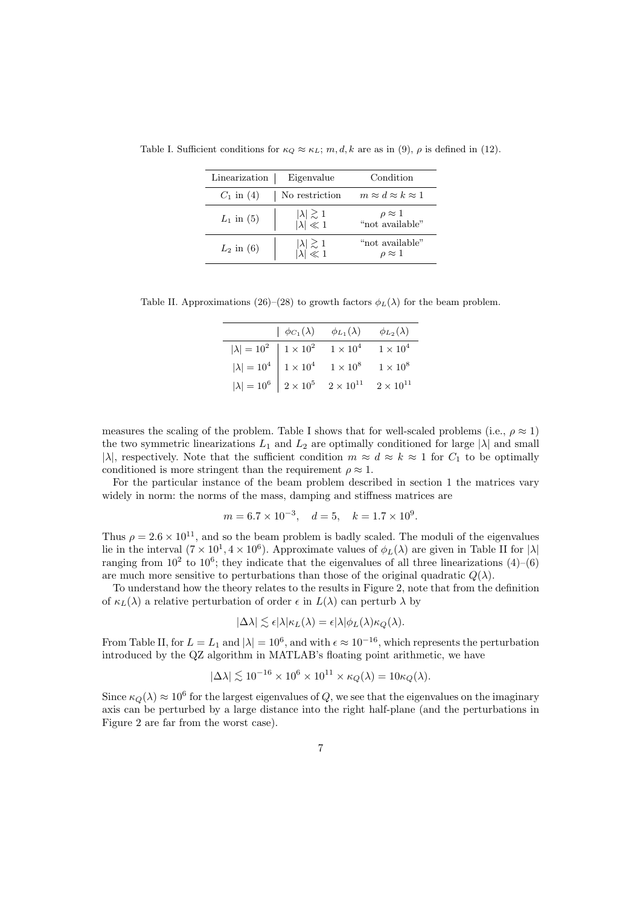Table I. Sufficient conditions for $\kappa_Q \approx \kappa_L$; $m, d, k$ are as in (9), $\rho$ is defined in (12).

| Linearization | Eigenvalue | Condition |
|---|---|---|
| $C_1$ in (4) | No restriction | $m \approx d \approx k \approx 1$ |
| $L_1$ in (5) | $\lvert\lambda\rvert \gtrsim 1$ | $\rho \approx 1$ |
| | $\lvert\lambda\rvert \ll 1$ | "not available" |
| $L_2$ in (6) | $\lvert\lambda\rvert \gtrsim 1$ | "not available" |
| | $\lvert\lambda\rvert \ll 1$ | $\rho \approx 1$ |

Table II. Approximations (26)–(28) to growth factors $\phi_L(\lambda)$ for the beam problem.

| | $\phi_{C_1}(\lambda)$ | $\phi_{L_1}(\lambda)$ | $\phi_{L_2}(\lambda)$ |
|---|---|---|---|
| $\lvert\lambda\rvert = 10^2$ | $1 \times 10^2$ | $1 \times 10^4$ | $1 \times 10^4$ |
| $\lvert\lambda\rvert = 10^4$ | $1 \times 10^4$ | $1 \times 10^8$ | $1 \times 10^8$ |
| $\lvert\lambda\rvert = 10^6$ | $2 \times 10^5$ | $2 \times 10^{11}$ | $2 \times 10^{11}$ |

measures the scaling of the problem. Table I shows that for well-scaled problems (i.e., $\rho \approx 1$) the two symmetric linearizations $L_1$ and $L_2$ are optimally conditioned for large $|\lambda|$ and small $|\lambda|$, respectively. Note that the sufficient condition $m \approx d \approx k \approx 1$ for $C_1$ to be optimally conditioned is more stringent than the requirement $\rho \approx 1$.

For the particular instance of the beam problem described in section 1 the matrices vary widely in norm: the norms of the mass, damping and stiffness matrices are

$$m = 6.7 \times 10^{-3}, \quad d = 5, \quad k = 1.7 \times 10^9.$$

Thus $\rho = 2.6 \times 10^{11}$, and so the beam problem is badly scaled. The moduli of the eigenvalues lie in the interval $(7 \times 10^1, 4 \times 10^6)$. Approximate values of $\phi_L(\lambda)$ are given in Table II for $|\lambda|$ ranging from $10^2$ to $10^6$; they indicate that the eigenvalues of all three linearizations (4)–(6) are much more sensitive to perturbations than those of the original quadratic $Q(\lambda)$.

To understand how the theory relates to the results in Figure 2, note that from the definition of $\kappa_L(\lambda)$ a relative perturbation of order $\epsilon$ in $L(\lambda)$ can perturb $\lambda$ by

$$|\Delta\lambda| \lesssim \epsilon|\lambda|\kappa_L(\lambda) = \epsilon|\lambda|\phi_L(\lambda)\kappa_Q(\lambda).$$

From Table II, for $L = L_1$ and $|\lambda| = 10^6$, and with $\epsilon \approx 10^{-16}$, which represents the perturbation introduced by the QZ algorithm in MATLAB's floating point arithmetic, we have

$$|\Delta\lambda| \lesssim 10^{-16} \times 10^6 \times 10^{11} \times \kappa_Q(\lambda) = 10\kappa_Q(\lambda).$$

Since $\kappa_Q(\lambda) \approx 10^6$ for the largest eigenvalues of $Q$, we see that the eigenvalues on the imaginary axis can be perturbed by a large distance into the right half-plane (and the perturbations in Figure 2 are far from the worst case).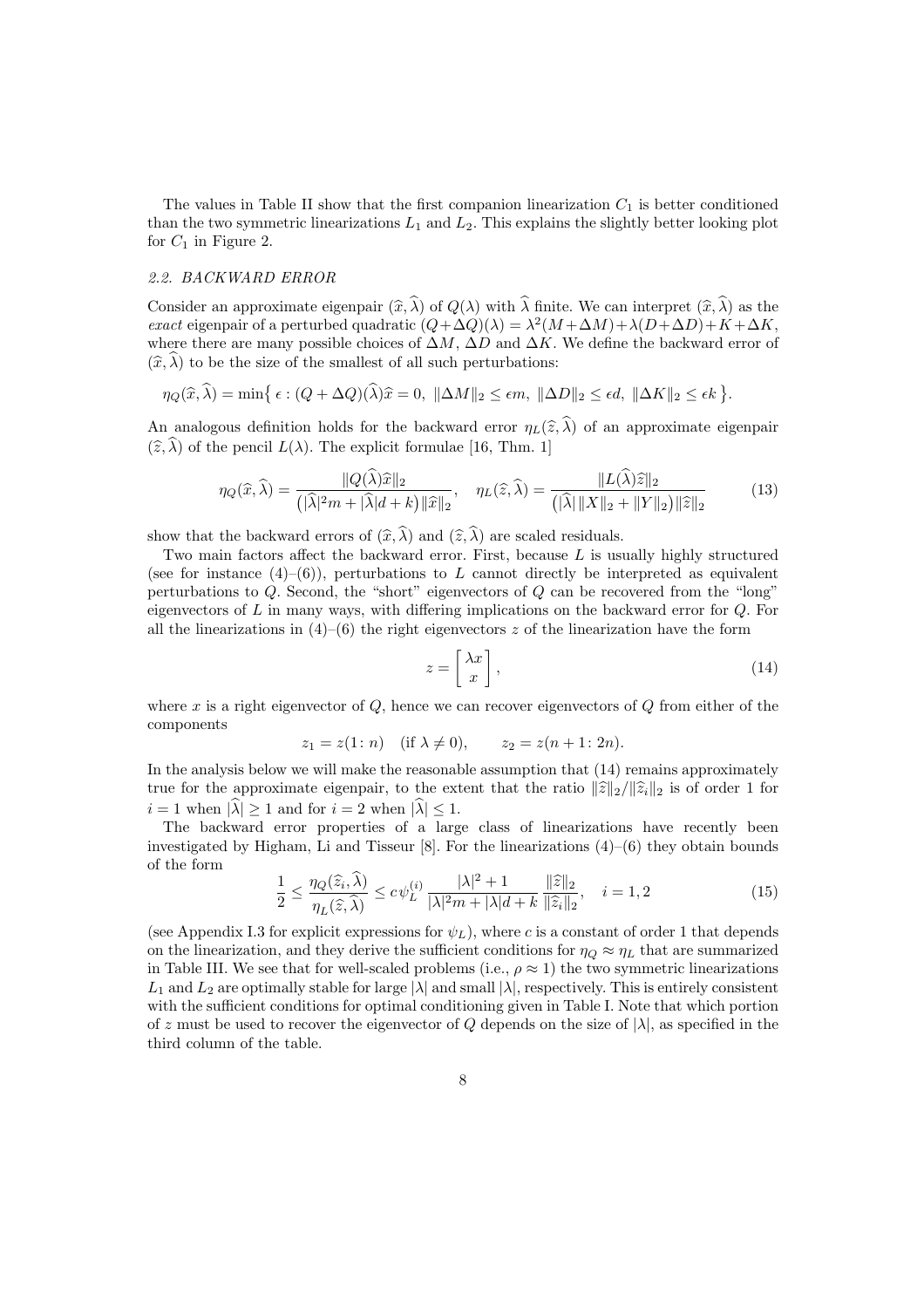The values in Table II show that the first companion linearization $C_1$ is better conditioned than the two symmetric linearizations $L_1$ and $L_2$. This explains the slightly better looking plot for $C_1$ in Figure 2.

### 2.2. BACKWARD ERROR

Consider an approximate eigenpair $(\widehat{x}, \widehat{\lambda})$ of $Q(\lambda)$ with $\widehat{\lambda}$ finite. We can interpret $(\widehat{x}, \widehat{\lambda})$ as the *exact* eigenpair of a perturbed quadratic $(Q+\Delta Q)(\lambda) = \lambda^2(M+\Delta M)+\lambda(D+\Delta D)+K+\Delta K$, where there are many possible choices of $\Delta M$, $\Delta D$ and $\Delta K$. We define the backward error of $(\widehat{x}, \widehat{\lambda})$ to be the size of the smallest of all such perturbations:

$$\eta_Q(\widehat{x}, \widehat{\lambda}) = \min\{\, \epsilon : (Q + \Delta Q)(\widehat{\lambda})\widehat{x} = 0,\ \|\Delta M\|_2 \le \epsilon m,\ \|\Delta D\|_2 \le \epsilon d,\ \|\Delta K\|_2 \le \epsilon k \,\}.$$

An analogous definition holds for the backward error $\eta_L(\widehat{z}, \widehat{\lambda})$ of an approximate eigenpair $(\widehat{z}, \widehat{\lambda})$ of the pencil $L(\lambda)$. The explicit formulae [16, Thm. 1]

$$\eta_Q(\widehat{x}, \widehat{\lambda}) = \frac{\|Q(\widehat{\lambda})\widehat{x}\|_2}{\big(|\widehat{\lambda}|^2 m + |\widehat{\lambda}| d + k\big)\|\widehat{x}\|_2}, \quad \eta_L(\widehat{z}, \widehat{\lambda}) = \frac{\|L(\widehat{\lambda})\widehat{z}\|_2}{\big(|\widehat{\lambda}|\,\|X\|_2 + \|Y\|_2\big)\|\widehat{z}\|_2} \tag{13}$$

show that the backward errors of $(\widehat{x}, \widehat{\lambda})$ and $(\widehat{z}, \widehat{\lambda})$ are scaled residuals.

Two main factors affect the backward error. First, because $L$ is usually highly structured (see for instance (4)–(6)), perturbations to $L$ cannot directly be interpreted as equivalent perturbations to $Q$. Second, the "short" eigenvectors of $Q$ can be recovered from the "long" eigenvectors of $L$ in many ways, with differing implications on the backward error for $Q$. For all the linearizations in (4)–(6) the right eigenvectors $z$ of the linearization have the form

$$z = \begin{bmatrix} \lambda x \\ x \end{bmatrix}, \tag{14}$$

where $x$ is a right eigenvector of $Q$, hence we can recover eigenvectors of $Q$ from either of the components

$$z_1 = z(1\colon n) \quad (\text{if } \lambda \ne 0), \qquad z_2 = z(n+1\colon 2n).$$

In the analysis below we will make the reasonable assumption that (14) remains approximately true for the approximate eigenpair, to the extent that the ratio $\|\widehat{z}\|_2/\|\widehat{z}_i\|_2$ is of order 1 for $i = 1$ when $|\widehat{\lambda}| \ge 1$ and for $i = 2$ when $|\widehat{\lambda}| \le 1$.

The backward error properties of a large class of linearizations have recently been investigated by Higham, Li and Tisseur [8]. For the linearizations (4)–(6) they obtain bounds of the form

$$\frac{1}{2} \le \frac{\eta_Q(\widehat{z}_i, \widehat{\lambda})}{\eta_L(\widehat{z}, \widehat{\lambda})} \le c\,\psi_L^{(i)}\, \frac{|\lambda|^2 + 1}{|\lambda|^2 m + |\lambda| d + k}\, \frac{\|\widehat{z}\|_2}{\|\widehat{z}_i\|_2}, \quad i = 1, 2 \tag{15}$$

(see Appendix I.3 for explicit expressions for $\psi_L$), where $c$ is a constant of order 1 that depends on the linearization, and they derive the sufficient conditions for $\eta_Q \approx \eta_L$ that are summarized in Table III. We see that for well-scaled problems (i.e., $\rho \approx 1$) the two symmetric linearizations $L_1$ and $L_2$ are optimally stable for large $|\lambda|$ and small $|\lambda|$, respectively. This is entirely consistent with the sufficient conditions for optimal conditioning given in Table I. Note that which portion of $z$ must be used to recover the eigenvector of $Q$ depends on the size of $|\lambda|$, as specified in the third column of the table.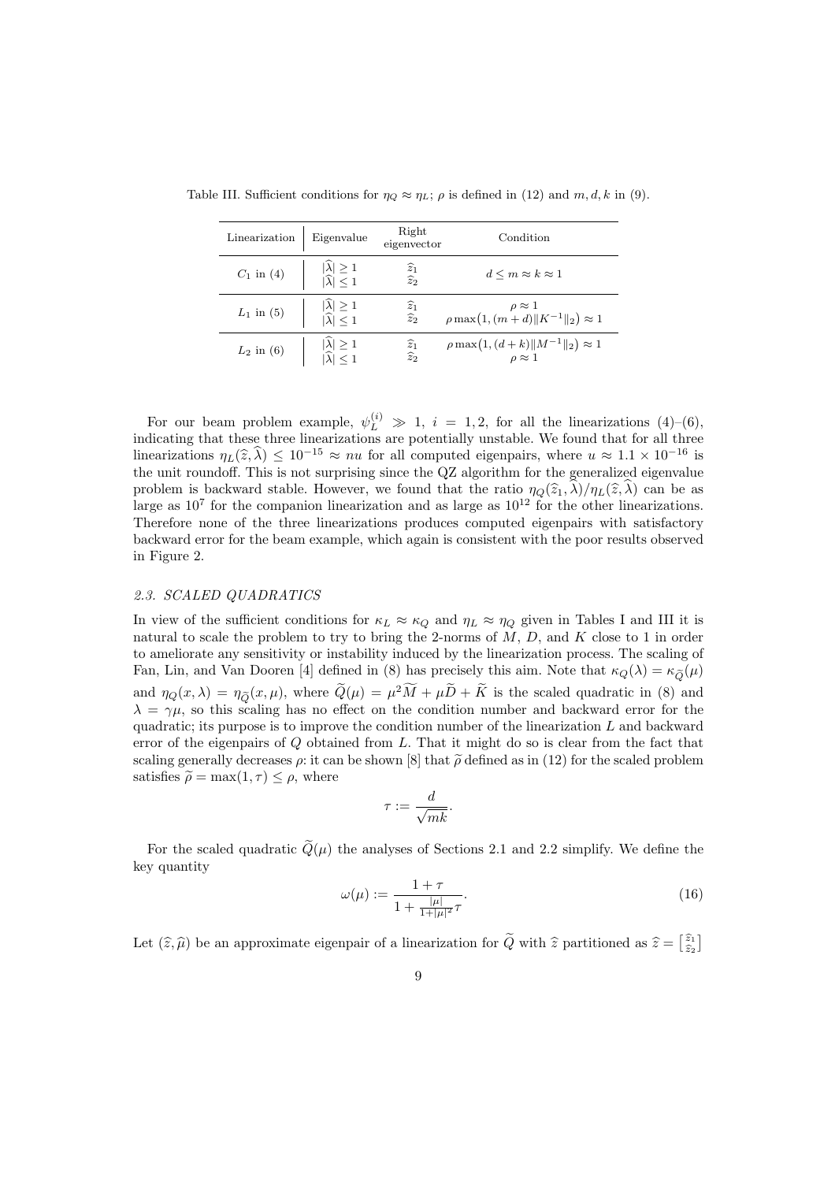Table III. Sufficient conditions for $\eta_Q \approx \eta_L$; $\rho$ is defined in (12) and $m, d, k$ in (9).

| Linearization | Eigenvalue | Right eigenvector | Condition |
|---|---|---|---|
| $C_1$ in (4) | $\lvert\widehat{\lambda}\rvert \geq 1$ | $\widehat{z}_1$ | $d \leq m \approx k \approx 1$ |
| | $\lvert\widehat{\lambda}\rvert \leq 1$ | $\widehat{z}_2$ | |
| $L_1$ in (5) | $\lvert\widehat{\lambda}\rvert \geq 1$ | $\widehat{z}_1$ | $\rho \approx 1$ |
| | $\lvert\widehat{\lambda}\rvert \leq 1$ | $\widehat{z}_2$ | $\rho \max\bigl(1, (m+d)\lVert K^{-1}\rVert_2\bigr) \approx 1$ |
| $L_2$ in (6) | $\lvert\widehat{\lambda}\rvert \geq 1$ | $\widehat{z}_1$ | $\rho \max\bigl(1, (d+k)\lVert M^{-1}\rVert_2\bigr) \approx 1$ |
| | $\lvert\widehat{\lambda}\rvert \leq 1$ | $\widehat{z}_2$ | $\rho \approx 1$ |

For our beam problem example, $\psi_L^{(i)} \gg 1$, $i = 1, 2$, for all the linearizations (4)–(6), indicating that these three linearizations are potentially unstable. We found that for all three linearizations $\eta_L(\widehat{z}, \widehat{\lambda}) \leq 10^{-15} \approx nu$ for all computed eigenpairs, where $u \approx 1.1 \times 10^{-16}$ is the unit roundoff. This is not surprising since the QZ algorithm for the generalized eigenvalue problem is backward stable. However, we found that the ratio $\eta_Q(\widehat{z}_1, \widehat{\lambda})/\eta_L(\widehat{z}, \widehat{\lambda})$ can be as large as $10^7$ for the companion linearization and as large as $10^{12}$ for the other linearizations. Therefore none of the three linearizations produces computed eigenpairs with satisfactory backward error for the beam example, which again is consistent with the poor results observed in Figure 2.

### 2.3. SCALED QUADRATICS

In view of the sufficient conditions for $\kappa_L \approx \kappa_Q$ and $\eta_L \approx \eta_Q$ given in Tables I and III it is natural to scale the problem to try to bring the 2-norms of $M$, $D$, and $K$ close to 1 in order to ameliorate any sensitivity or instability induced by the linearization process. The scaling of Fan, Lin, and Van Dooren [4] defined in (8) has precisely this aim. Note that $\kappa_Q(\lambda) = \kappa_{\widetilde{Q}}(\mu)$ and $\eta_Q(x, \lambda) = \eta_{\widetilde{Q}}(x, \mu)$, where $\widetilde{Q}(\mu) = \mu^2 \widetilde{M} + \mu \widetilde{D} + \widetilde{K}$ is the scaled quadratic in (8) and $\lambda = \gamma\mu$, so this scaling has no effect on the condition number and backward error for the quadratic; its purpose is to improve the condition number of the linearization $L$ and backward error of the eigenpairs of $Q$ obtained from $L$. That it might do so is clear from the fact that scaling generally decreases $\rho$: it can be shown [8] that $\widetilde{\rho}$ defined as in (12) for the scaled problem satisfies $\widetilde{\rho} = \max(1, \tau) \leq \rho$, where

$$\tau := \frac{d}{\sqrt{mk}}.$$

For the scaled quadratic $\widetilde{Q}(\mu)$ the analyses of Sections 2.1 and 2.2 simplify. We define the key quantity

$$\omega(\mu) := \frac{1 + \tau}{1 + \frac{|\mu|}{1 + |\mu|^2}\tau}. \tag{16}$$

Let $(\widehat{z}, \widehat{\mu})$ be an approximate eigenpair of a linearization for $\widetilde{Q}$ with $\widehat{z}$ partitioned as $\widehat{z} = \left[\begin{smallmatrix} \widehat{z}_1 \\ \widehat{z}_2 \end{smallmatrix}\right]$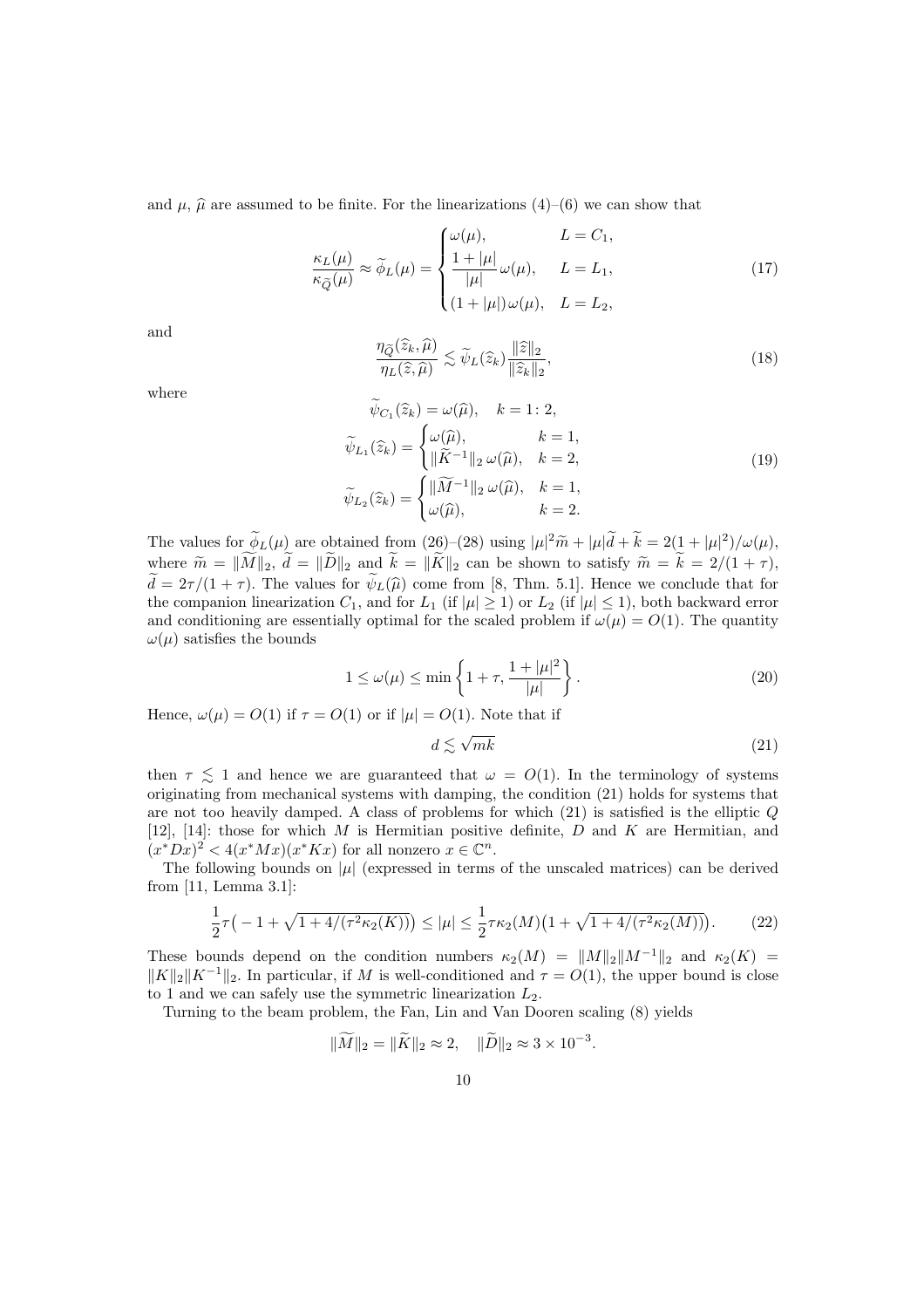and $\mu$, $\widehat{\mu}$ are assumed to be finite. For the linearizations (4)–(6) we can show that

$$\frac{\kappa_L(\mu)}{\kappa_{\widetilde{Q}}(\mu)} \approx \widetilde{\phi}_L(\mu) = \begin{cases} \omega(\mu), & L = C_1, \\ \dfrac{1+|\mu|}{|\mu|}\,\omega(\mu), & L = L_1, \\ (1+|\mu|)\,\omega(\mu), & L = L_2, \end{cases} \tag{17}$$

and

$$\frac{\eta_{\widetilde{Q}}(\widehat{z}_k,\widehat{\mu})}{\eta_L(\widehat{z},\widehat{\mu})} \lesssim \widetilde{\psi}_L(\widehat{z}_k)\frac{\|\widehat{z}\|_2}{\|\widehat{z}_k\|_2}, \tag{18}$$

where

$$\begin{aligned} \widetilde{\psi}_{C_1}(\widehat{z}_k) &= \omega(\widehat{\mu}), \quad k = 1\colon 2, \\ \widetilde{\psi}_{L_1}(\widehat{z}_k) &= \begin{cases} \omega(\widehat{\mu}), & k=1, \\ \|\widetilde{K}^{-1}\|_2\,\omega(\widehat{\mu}), & k=2, \end{cases} \\ \widetilde{\psi}_{L_2}(\widehat{z}_k) &= \begin{cases} \|\widetilde{M}^{-1}\|_2\,\omega(\widehat{\mu}), & k=1, \\ \omega(\widehat{\mu}), & k=2. \end{cases} \end{aligned} \tag{19}$$

The values for $\widetilde{\phi}_L(\mu)$ are obtained from (26)–(28) using $|\mu|^2\widetilde{m} + |\mu|\widetilde{d} + \widetilde{k} = 2(1+|\mu|^2)/\omega(\mu)$, where $\widetilde{m} = \|\widetilde{M}\|_2$, $\widetilde{d} = \|\widetilde{D}\|_2$ and $\widetilde{k} = \|\widetilde{K}\|_2$ can be shown to satisfy $\widetilde{m} = \widetilde{k} = 2/(1+\tau)$, $\widetilde{d} = 2\tau/(1+\tau)$. The values for $\widetilde{\psi}_L(\widehat{\mu})$ come from [8, Thm. 5.1]. Hence we conclude that for the companion linearization $C_1$, and for $L_1$ (if $|\mu| \geq 1$) or $L_2$ (if $|\mu| \leq 1$), both backward error and conditioning are essentially optimal for the scaled problem if $\omega(\mu) = O(1)$. The quantity $\omega(\mu)$ satisfies the bounds

$$1 \leq \omega(\mu) \leq \min\left\{1+\tau, \frac{1+|\mu|^2}{|\mu|}\right\}. \tag{20}$$

Hence, $\omega(\mu) = O(1)$ if $\tau = O(1)$ or if $|\mu| = O(1)$. Note that if

$$d \lesssim \sqrt{mk} \tag{21}$$

then $\tau \lesssim 1$ and hence we are guaranteed that $\omega = O(1)$. In the terminology of systems originating from mechanical systems with damping, the condition (21) holds for systems that are not too heavily damped. A class of problems for which (21) is satisfied is the elliptic $Q$ [12], [14]: those for which $M$ is Hermitian positive definite, $D$ and $K$ are Hermitian, and $(x^*Dx)^2 < 4(x^*Mx)(x^*Kx)$ for all nonzero $x \in \mathbb{C}^n$.

The following bounds on $|\mu|$ (expressed in terms of the unscaled matrices) can be derived from [11, Lemma 3.1]:

$$\frac{1}{2}\tau\big(-1 + \sqrt{1 + 4/(\tau^2\kappa_2(K))}\big) \leq |\mu| \leq \frac{1}{2}\tau\kappa_2(M)\big(1 + \sqrt{1 + 4/(\tau^2\kappa_2(M))}\big). \tag{22}$$

These bounds depend on the condition numbers $\kappa_2(M) = \|M\|_2\|M^{-1}\|_2$ and $\kappa_2(K) = \|K\|_2\|K^{-1}\|_2$. In particular, if $M$ is well-conditioned and $\tau = O(1)$, the upper bound is close to 1 and we can safely use the symmetric linearization $L_2$.

Turning to the beam problem, the Fan, Lin and Van Dooren scaling (8) yields

$$\|\widetilde{M}\|_2 = \|\widetilde{K}\|_2 \approx 2, \quad \|\widetilde{D}\|_2 \approx 3 \times 10^{-3}.$$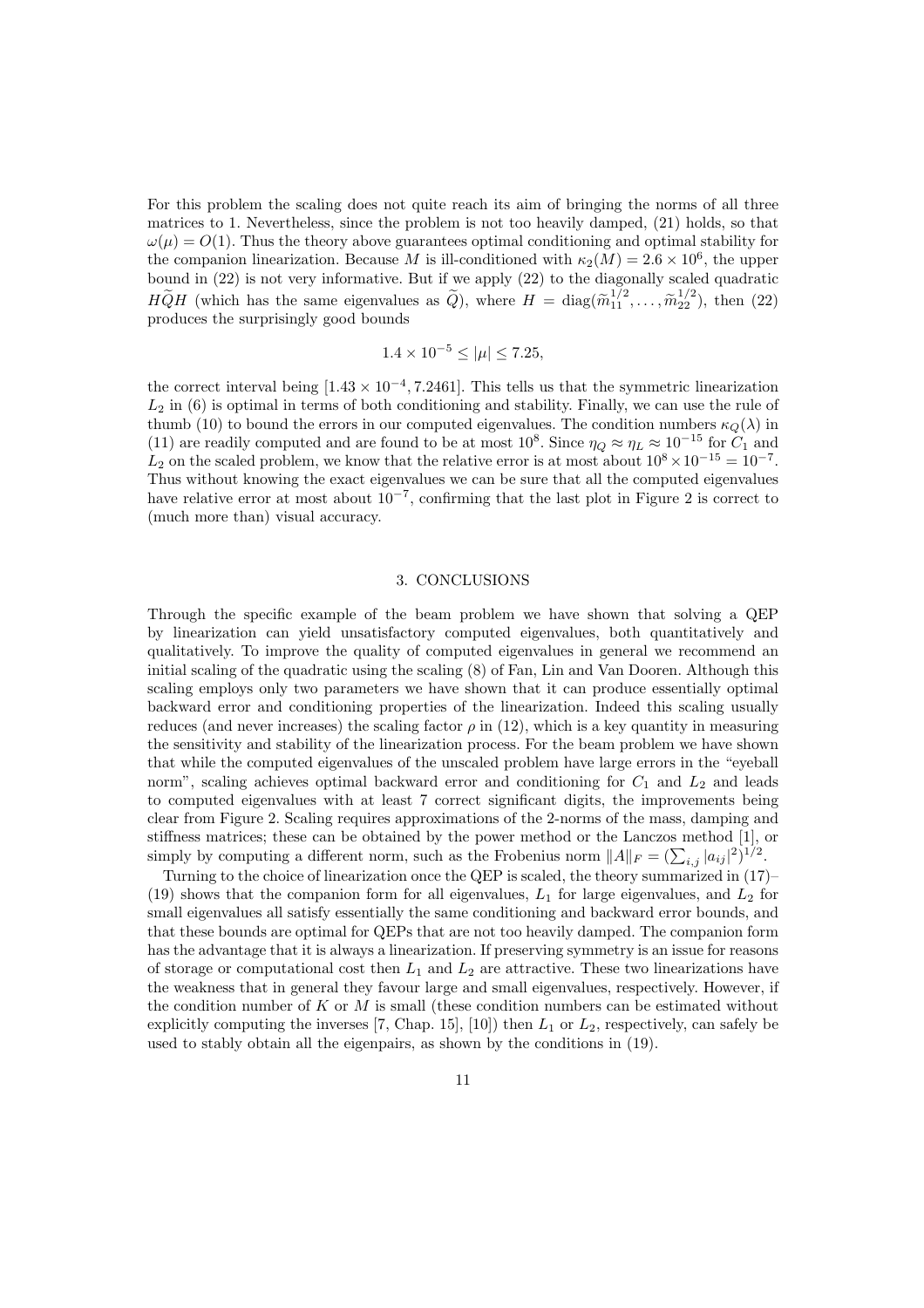For this problem the scaling does not quite reach its aim of bringing the norms of all three matrices to 1. Nevertheless, since the problem is not too heavily damped, (21) holds, so that $\omega(\mu) = O(1)$. Thus the theory above guarantees optimal conditioning and optimal stability for the companion linearization. Because $M$ is ill-conditioned with $\kappa_2(M) = 2.6 \times 10^6$, the upper bound in (22) is not very informative. But if we apply (22) to the diagonally scaled quadratic $H\widetilde{Q}H$ (which has the same eigenvalues as $\widetilde{Q}$), where $H = \mathrm{diag}(\widetilde{m}_{11}^{1/2}, \ldots, \widetilde{m}_{22}^{1/2})$, then (22) produces the surprisingly good bounds

$$1.4 \times 10^{-5} \leq |\mu| \leq 7.25,$$

the correct interval being $[1.43 \times 10^{-4}, 7.2461]$. This tells us that the symmetric linearization $L_2$ in (6) is optimal in terms of both conditioning and stability. Finally, we can use the rule of thumb (10) to bound the errors in our computed eigenvalues. The condition numbers $\kappa_Q(\lambda)$ in (11) are readily computed and are found to be at most $10^8$. Since $\eta_Q \approx \eta_L \approx 10^{-15}$ for $C_1$ and $L_2$ on the scaled problem, we know that the relative error is at most about $10^8 \times 10^{-15} = 10^{-7}$. Thus without knowing the exact eigenvalues we can be sure that all the computed eigenvalues have relative error at most about $10^{-7}$, confirming that the last plot in Figure 2 is correct to (much more than) visual accuracy.

## 3. CONCLUSIONS

Through the specific example of the beam problem we have shown that solving a QEP by linearization can yield unsatisfactory computed eigenvalues, both quantitatively and qualitatively. To improve the quality of computed eigenvalues in general we recommend an initial scaling of the quadratic using the scaling (8) of Fan, Lin and Van Dooren. Although this scaling employs only two parameters we have shown that it can produce essentially optimal backward error and conditioning properties of the linearization. Indeed this scaling usually reduces (and never increases) the scaling factor $\rho$ in (12), which is a key quantity in measuring the sensitivity and stability of the linearization process. For the beam problem we have shown that while the computed eigenvalues of the unscaled problem have large errors in the "eyeball norm", scaling achieves optimal backward error and conditioning for $C_1$ and $L_2$ and leads to computed eigenvalues with at least 7 correct significant digits, the improvements being clear from Figure 2. Scaling requires approximations of the 2-norms of the mass, damping and stiffness matrices; these can be obtained by the power method or the Lanczos method [1], or simply by computing a different norm, such as the Frobenius norm $\|A\|_F = (\sum_{i,j} |a_{ij}|^2)^{1/2}$.

Turning to the choice of linearization once the QEP is scaled, the theory summarized in (17)–(19) shows that the companion form for all eigenvalues, $L_1$ for large eigenvalues, and $L_2$ for small eigenvalues all satisfy essentially the same conditioning and backward error bounds, and that these bounds are optimal for QEPs that are not too heavily damped. The companion form has the advantage that it is always a linearization. If preserving symmetry is an issue for reasons of storage or computational cost then $L_1$ and $L_2$ are attractive. These two linearizations have the weakness that in general they favour large and small eigenvalues, respectively. However, if the condition number of $K$ or $M$ is small (these condition numbers can be estimated without explicitly computing the inverses [7, Chap. 15], [10]) then $L_1$ or $L_2$, respectively, can safely be used to stably obtain all the eigenpairs, as shown by the conditions in (19).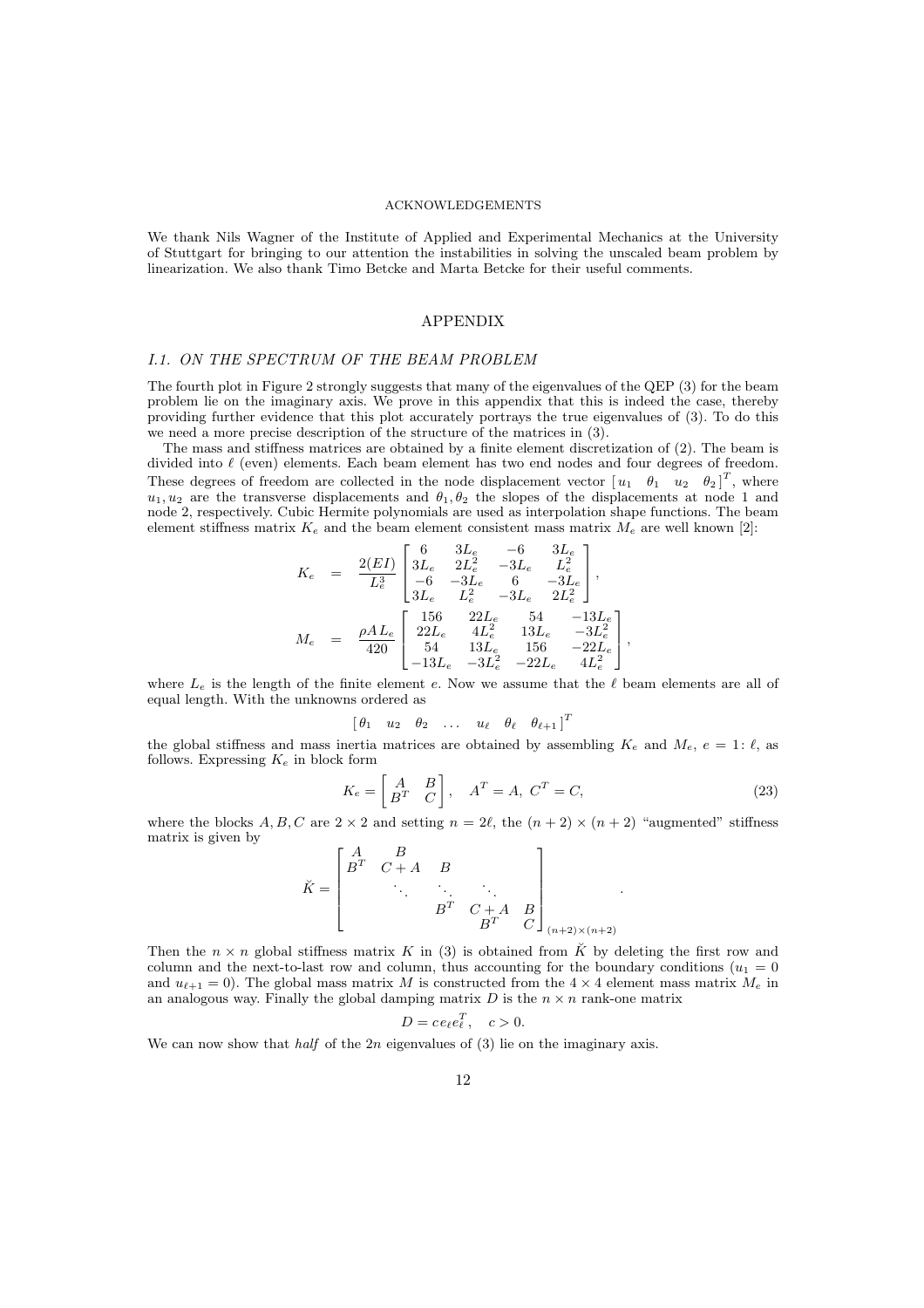## ACKNOWLEDGEMENTS

We thank Nils Wagner of the Institute of Applied and Experimental Mechanics at the University of Stuttgart for bringing to our attention the instabilities in solving the unscaled beam problem by linearization. We also thank Timo Betcke and Marta Betcke for their useful comments.

## APPENDIX

### I.1. ON THE SPECTRUM OF THE BEAM PROBLEM

The fourth plot in Figure 2 strongly suggests that many of the eigenvalues of the QEP (3) for the beam problem lie on the imaginary axis. We prove in this appendix that this is indeed the case, thereby providing further evidence that this plot accurately portrays the true eigenvalues of (3). To do this we need a more precise description of the structure of the matrices in (3).

The mass and stiffness matrices are obtained by a finite element discretization of (2). The beam is divided into $\ell$ (even) elements. Each beam element has two end nodes and four degrees of freedom. These degrees of freedom are collected in the node displacement vector $[\,u_1 \quad \theta_1 \quad u_2 \quad \theta_2\,]^T$, where $u_1, u_2$ are the transverse displacements and $\theta_1, \theta_2$ the slopes of the displacements at node 1 and node 2, respectively. Cubic Hermite polynomials are used as interpolation shape functions. The beam element stiffness matrix $K_e$ and the beam element consistent mass matrix $M_e$ are well known [2]:

$$
\begin{aligned}
K_e &= \frac{2(EI)}{L_e^3}\begin{bmatrix} 6 & 3L_e & -6 & 3L_e \\ 3L_e & 2L_e^2 & -3L_e & L_e^2 \\ -6 & -3L_e & 6 & -3L_e \\ 3L_e & L_e^2 & -3L_e & 2L_e^2 \end{bmatrix}, \\
M_e &= \frac{\rho A L_e}{420}\begin{bmatrix} 156 & 22L_e & 54 & -13L_e \\ 22L_e & 4L_e^2 & 13L_e & -3L_e^2 \\ 54 & 13L_e & 156 & -22L_e \\ -13L_e & -3L_e^2 & -22L_e & 4L_e^2 \end{bmatrix},
\end{aligned}
$$

where $L_e$ is the length of the finite element $e$. Now we assume that the $\ell$ beam elements are all of equal length. With the unknowns ordered as

$$
[\,\theta_1 \quad u_2 \quad \theta_2 \quad \dots \quad u_\ell \quad \theta_\ell \quad \theta_{\ell+1}\,]^T
$$

the global stiffness and mass inertia matrices are obtained by assembling $K_e$ and $M_e$, $e = 1\colon \ell$, as follows. Expressing $K_e$ in block form

$$
K_e = \begin{bmatrix} A & B \\ B^T & C \end{bmatrix}, \quad A^T = A, \; C^T = C, \tag{23}
$$

where the blocks $A, B, C$ are $2 \times 2$ and setting $n = 2\ell$, the $(n+2) \times (n+2)$ "augmented" stiffness matrix is given by

$$
\breve{K} = \begin{bmatrix} A & B & & & \\ B^T & C + A & B & & \\ & \ddots & \ddots & \ddots & \\ & & B^T & C + A & B \\ & & & B^T & C \end{bmatrix}_{(n+2)\times(n+2)}.
$$

Then the $n \times n$ global stiffness matrix $K$ in (3) is obtained from $\breve{K}$ by deleting the first row and column and the next-to-last row and column, thus accounting for the boundary conditions ($u_1 = 0$ and $u_{\ell+1} = 0$). The global mass matrix $M$ is constructed from the $4 \times 4$ element mass matrix $M_e$ in an analogous way. Finally the global damping matrix $D$ is the $n \times n$ rank-one matrix

$$
D = c e_\ell e_\ell^T, \quad c > 0.
$$

We can now show that *half* of the $2n$ eigenvalues of (3) lie on the imaginary axis.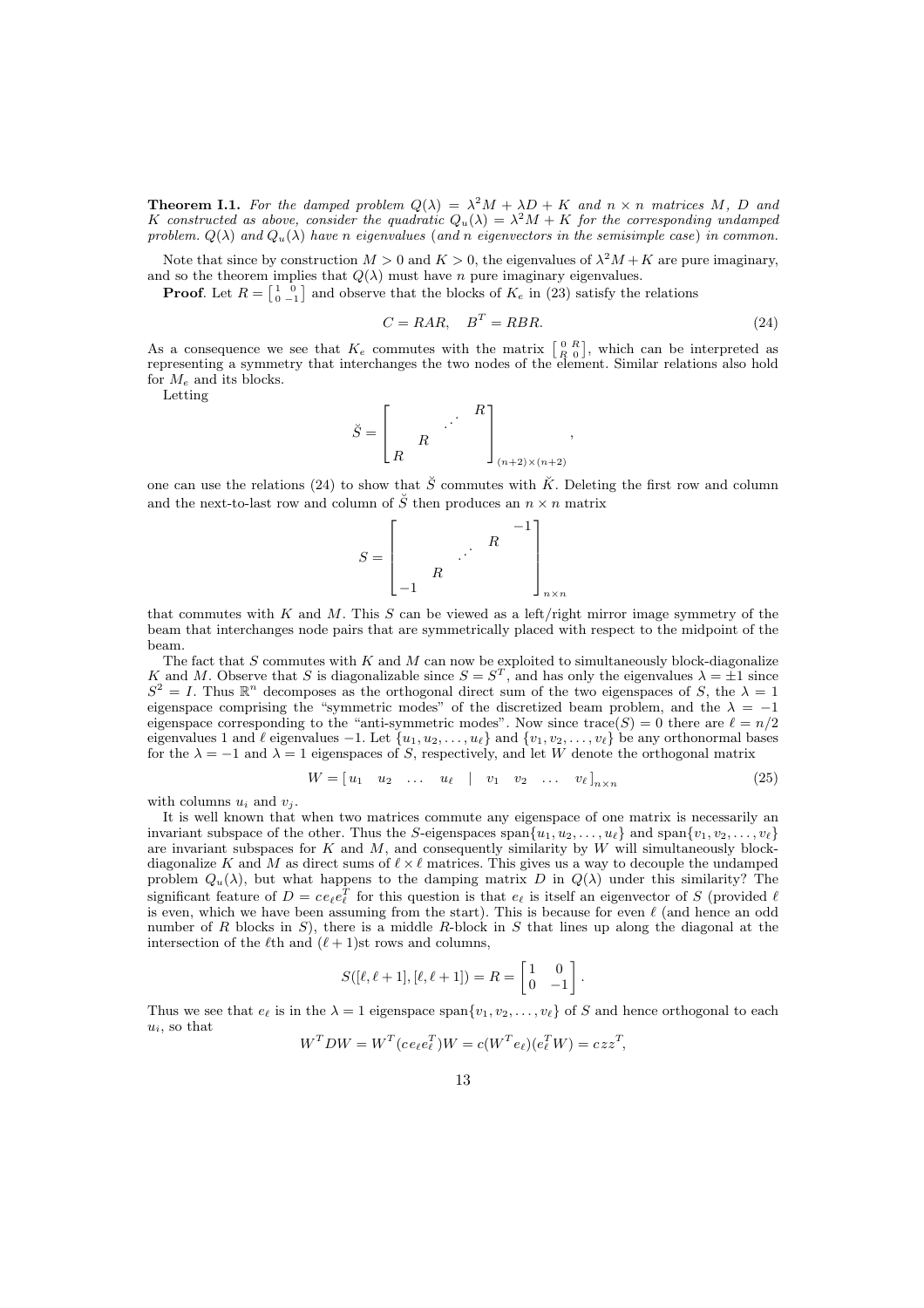**Theorem I.1.** *For the damped problem $Q(\lambda) = \lambda^2 M + \lambda D + K$ and $n \times n$ matrices $M$, $D$ and $K$ constructed as above, consider the quadratic $Q_u(\lambda) = \lambda^2 M + K$ for the corresponding undamped problem. $Q(\lambda)$ and $Q_u(\lambda)$ have $n$ eigenvalues (and $n$ eigenvectors in the semisimple case) in common.*

Note that since by construction $M > 0$ and $K > 0$, the eigenvalues of $\lambda^2 M + K$ are pure imaginary, and so the theorem implies that $Q(\lambda)$ must have $n$ pure imaginary eigenvalues.

**Proof**. Let $R = \left[\begin{smallmatrix} 1 & 0 \\ 0 & -1 \end{smallmatrix}\right]$ and observe that the blocks of $K_e$ in (23) satisfy the relations

$$C = RAR, \quad B^T = RBR. \tag{24}$$

As a consequence we see that $K_e$ commutes with the matrix $\left[\begin{smallmatrix} 0 & R \\ R & 0 \end{smallmatrix}\right]$, which can be interpreted as representing a symmetry that interchanges the two nodes of the element. Similar relations also hold for $M_e$ and its blocks.

Letting

$$\check{S} = \begin{bmatrix} & & & R \\ & & \cdot^{\cdot^{\cdot}} & \\ & R & & \\ R & & & \end{bmatrix}_{(n+2)\times(n+2)},$$

one can use the relations (24) to show that $\check{S}$ commutes with $\check{K}$. Deleting the first row and column and the next-to-last row and column of $\check{S}$ then produces an $n \times n$ matrix

$$S = \begin{bmatrix} & & & & -1 \\ & & & R & \\ & & \cdot^{\cdot^{\cdot}} & & \\ & R & & & \\ -1 & & & & \end{bmatrix}_{n\times n}$$

that commutes with $K$ and $M$. This $S$ can be viewed as a left/right mirror image symmetry of the beam that interchanges node pairs that are symmetrically placed with respect to the midpoint of the beam.

The fact that $S$ commutes with $K$ and $M$ can now be exploited to simultaneously block-diagonalize $K$ and $M$. Observe that $S$ is diagonalizable since $S = S^T$, and has only the eigenvalues $\lambda = \pm 1$ since $S^2 = I$. Thus $\mathbb{R}^n$ decomposes as the orthogonal direct sum of the two eigenspaces of $S$, the $\lambda = 1$ eigenspace comprising the "symmetric modes" of the discretized beam problem, and the $\lambda = -1$ eigenspace corresponding to the "anti-symmetric modes". Now since $\mathrm{trace}(S) = 0$ there are $\ell = n/2$ eigenvalues 1 and $\ell$ eigenvalues $-1$. Let $\{u_1, u_2, \ldots, u_\ell\}$ and $\{v_1, v_2, \ldots, v_\ell\}$ be any orthonormal bases for the $\lambda = -1$ and $\lambda = 1$ eigenspaces of $S$, respectively, and let $W$ denote the orthogonal matrix

$$W = \begin{bmatrix} u_1 & u_2 & \ldots & u_\ell & | & v_1 & v_2 & \ldots & v_\ell \end{bmatrix}_{n\times n} \tag{25}$$

with columns $u_i$ and $v_j$.

It is well known that when two matrices commute any eigenspace of one matrix is necessarily an invariant subspace of the other. Thus the $S$-eigenspaces $\mathrm{span}\{u_1, u_2, \ldots, u_\ell\}$ and $\mathrm{span}\{v_1, v_2, \ldots, v_\ell\}$ are invariant subspaces for $K$ and $M$, and consequently similarity by $W$ will simultaneously block-diagonalize $K$ and $M$ as direct sums of $\ell \times \ell$ matrices. This gives us a way to decouple the undamped problem $Q_u(\lambda)$, but what happens to the damping matrix $D$ in $Q(\lambda)$ under this similarity? The significant feature of $D = ce_\ell e_\ell^T$ for this question is that $e_\ell$ is itself an eigenvector of $S$ (provided $\ell$ is even, which we have been assuming from the start). This is because for even $\ell$ (and hence an odd number of $R$ blocks in $S$), there is a middle $R$-block in $S$ that lines up along the diagonal at the intersection of the $\ell$th and $(\ell+1)$st rows and columns,

$$S([\ell, \ell+1], [\ell, \ell+1]) = R = \begin{bmatrix} 1 & 0 \\ 0 & -1 \end{bmatrix}.$$

Thus we see that $e_\ell$ is in the $\lambda = 1$ eigenspace $\mathrm{span}\{v_1, v_2, \ldots, v_\ell\}$ of $S$ and hence orthogonal to each $u_i$, so that

$$W^T D W = W^T (ce_\ell e_\ell^T) W = c(W^T e_\ell)(e_\ell^T W) = czz^T,$$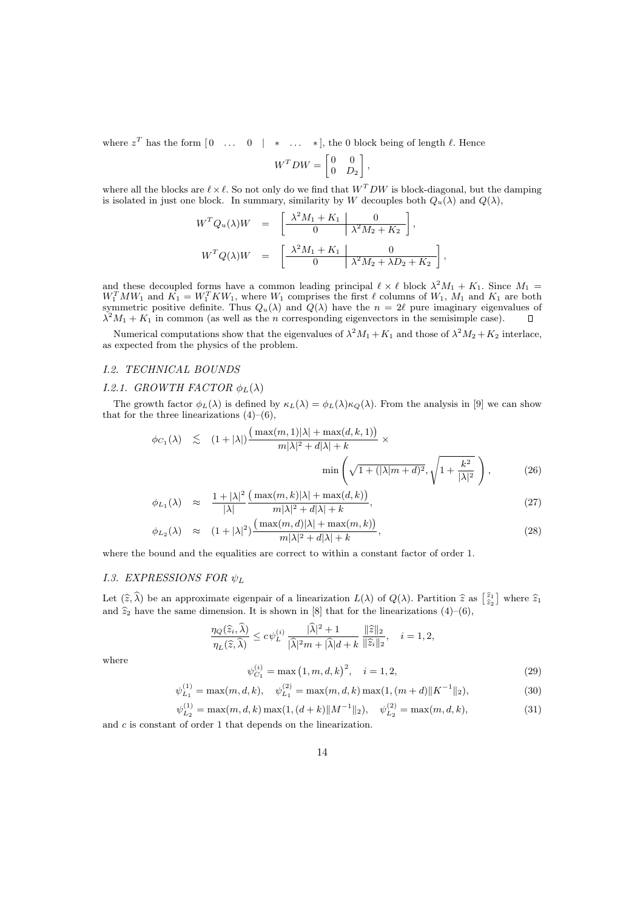where $z^T$ has the form $[0 \quad \dots \quad 0 \quad | \quad * \quad \dots \quad *]$, the 0 block being of length $\ell$. Hence

$$W^T D W = \begin{bmatrix} 0 & 0 \\ 0 & D_2 \end{bmatrix},$$

where all the blocks are $\ell \times \ell$. So not only do we find that $W^T D W$ is block-diagonal, but the damping is isolated in just one block. In summary, similarity by $W$ decouples both $Q_u(\lambda)$ and $Q(\lambda)$,

$$\begin{aligned}
W^T Q_u(\lambda) W &= \left[\begin{array}{c|c} \lambda^2 M_1 + K_1 & 0 \\ \hline 0 & \lambda^2 M_2 + K_2 \end{array}\right], \\
W^T Q(\lambda) W &= \left[\begin{array}{c|c} \lambda^2 M_1 + K_1 & 0 \\ \hline 0 & \lambda^2 M_2 + \lambda D_2 + K_2 \end{array}\right],
\end{aligned}$$

and these decoupled forms have a common leading principal $\ell \times \ell$ block $\lambda^2 M_1 + K_1$. Since $M_1 = W_1^T M W_1$ and $K_1 = W_1^T K W_1$, where $W_1$ comprises the first $\ell$ columns of $W_1$, $M_1$ and $K_1$ are both symmetric positive definite. Thus $Q_u(\lambda)$ and $Q(\lambda)$ have the $n = 2\ell$ pure imaginary eigenvalues of $\lambda^2 M_1 + K_1$ in common (as well as the $n$ corresponding eigenvectors in the semisimple case). $\square$

Numerical computations show that the eigenvalues of $\lambda^2 M_1 + K_1$ and those of $\lambda^2 M_2 + K_2$ interlace, as expected from the physics of the problem.

### *I.2. TECHNICAL BOUNDS*

#### *I.2.1. GROWTH FACTOR $\phi_L(\lambda)$*

The growth factor $\phi_L(\lambda)$ is defined by $\kappa_L(\lambda) = \phi_L(\lambda)\kappa_Q(\lambda)$. From the analysis in [9] we can show that for the three linearizations (4)–(6),

$$\phi_{C_1}(\lambda) \lesssim (1+|\lambda|)\frac{\big(\max(m,1)|\lambda| + \max(d,k,1)\big)}{m|\lambda|^2 + d|\lambda| + k} \times \min\left(\sqrt{1+(|\lambda|m+d)^2}, \sqrt{1+\frac{k^2}{|\lambda|^2}}\right), \tag{26}$$

$$\phi_{L_1}(\lambda) \approx \frac{1+|\lambda|^2}{|\lambda|}\frac{\big(\max(m,k)|\lambda| + \max(d,k)\big)}{m|\lambda|^2 + d|\lambda| + k}, \tag{27}$$

$$\phi_{L_2}(\lambda) \approx (1+|\lambda|^2)\frac{\big(\max(m,d)|\lambda| + \max(m,k)\big)}{m|\lambda|^2 + d|\lambda| + k}, \tag{28}$$

where the bound and the equalities are correct to within a constant factor of order 1.

### *I.3. EXPRESSIONS FOR $\psi_L$*

Let $(\widehat{z}, \widehat{\lambda})$ be an approximate eigenpair of a linearization $L(\lambda)$ of $Q(\lambda)$. Partition $\widehat{z}$ as $\left[\begin{smallmatrix} \widehat{z}_1 \\ \widehat{z}_2 \end{smallmatrix}\right]$ where $\widehat{z}_1$ and $\widehat{z}_2$ have the same dimension. It is shown in [8] that for the linearizations (4)–(6),

$$\frac{\eta_Q(\widehat{z}_i, \widehat{\lambda})}{\eta_L(\widehat{z}, \widehat{\lambda})} \le c\,\psi_L^{(i)}\,\frac{|\widehat{\lambda}|^2 + 1}{|\widehat{\lambda}|^2 m + |\widehat{\lambda}| d + k}\,\frac{\|\widehat{z}\|_2}{\|\widehat{z}_i\|_2}, \quad i = 1, 2,$$

where

$$\psi_{C_1}^{(i)} = \max\big(1, m, d, k\big)^2, \quad i = 1, 2, \tag{29}$$

$$\psi_{L_1}^{(1)} = \max(m, d, k), \quad \psi_{L_1}^{(2)} = \max(m, d, k)\max(1, (m+d)\|K^{-1}\|_2), \tag{30}$$

$$\psi_{L_2}^{(1)} = \max(m, d, k)\max(1, (d+k)\|M^{-1}\|_2), \quad \psi_{L_2}^{(2)} = \max(m, d, k), \tag{31}$$

and $c$ is constant of order 1 that depends on the linearization.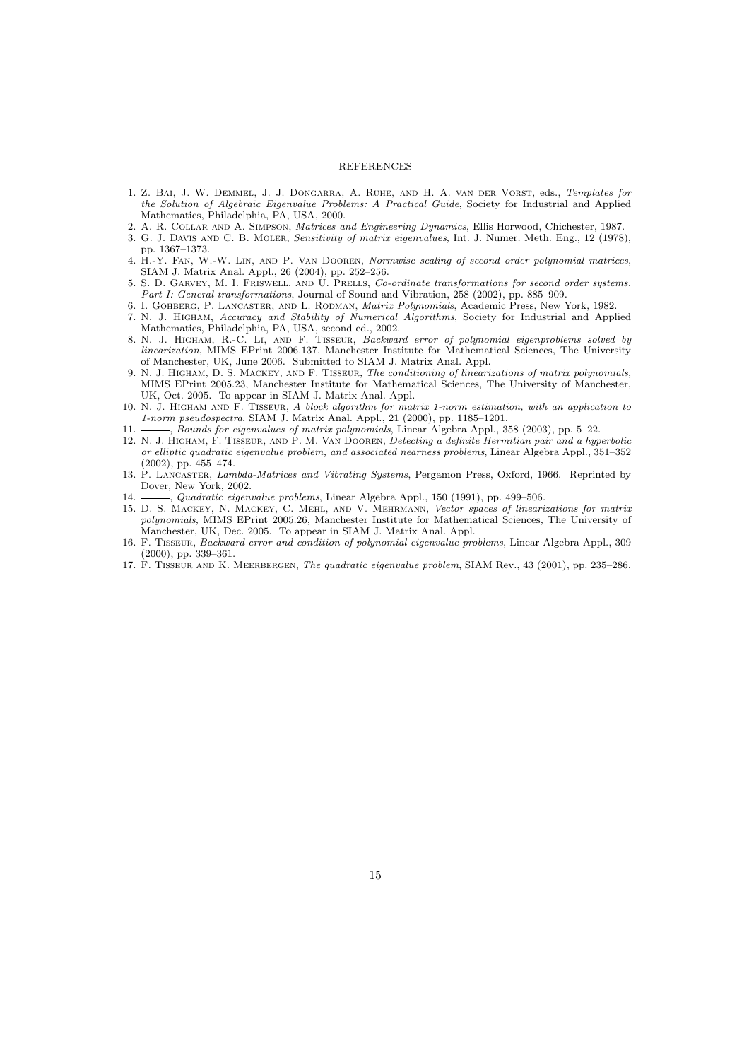## REFERENCES

1. Z. Bai, J. W. Demmel, J. J. Dongarra, A. Ruhe, and H. A. van der Vorst, eds., *Templates for the Solution of Algebraic Eigenvalue Problems: A Practical Guide*, Society for Industrial and Applied Mathematics, Philadelphia, PA, USA, 2000.
2. A. R. Collar and A. Simpson, *Matrices and Engineering Dynamics*, Ellis Horwood, Chichester, 1987.
3. G. J. Davis and C. B. Moler, *Sensitivity of matrix eigenvalues*, Int. J. Numer. Meth. Eng., 12 (1978), pp. 1367–1373.
4. H.-Y. Fan, W.-W. Lin, and P. Van Dooren, *Normwise scaling of second order polynomial matrices*, SIAM J. Matrix Anal. Appl., 26 (2004), pp. 252–256.
5. S. D. Garvey, M. I. Friswell, and U. Prells, *Co-ordinate transformations for second order systems. Part I: General transformations*, Journal of Sound and Vibration, 258 (2002), pp. 885–909.
6. I. Gohberg, P. Lancaster, and L. Rodman, *Matrix Polynomials*, Academic Press, New York, 1982.
7. N. J. Higham, *Accuracy and Stability of Numerical Algorithms*, Society for Industrial and Applied Mathematics, Philadelphia, PA, USA, second ed., 2002.
8. N. J. Higham, R.-C. Li, and F. Tisseur, *Backward error of polynomial eigenproblems solved by linearization*, MIMS EPrint 2006.137, Manchester Institute for Mathematical Sciences, The University of Manchester, UK, June 2006. Submitted to SIAM J. Matrix Anal. Appl.
9. N. J. Higham, D. S. Mackey, and F. Tisseur, *The conditioning of linearizations of matrix polynomials*, MIMS EPrint 2005.23, Manchester Institute for Mathematical Sciences, The University of Manchester, UK, Oct. 2005. To appear in SIAM J. Matrix Anal. Appl.
10. N. J. Higham and F. Tisseur, *A block algorithm for matrix 1-norm estimation, with an application to 1-norm pseudospectra*, SIAM J. Matrix Anal. Appl., 21 (2000), pp. 1185–1201.
11. ———, *Bounds for eigenvalues of matrix polynomials*, Linear Algebra Appl., 358 (2003), pp. 5–22.
12. N. J. Higham, F. Tisseur, and P. M. Van Dooren, *Detecting a definite Hermitian pair and a hyperbolic or elliptic quadratic eigenvalue problem, and associated nearness problems*, Linear Algebra Appl., 351–352 (2002), pp. 455–474.
13. P. Lancaster, *Lambda-Matrices and Vibrating Systems*, Pergamon Press, Oxford, 1966. Reprinted by Dover, New York, 2002.
14. ———, *Quadratic eigenvalue problems*, Linear Algebra Appl., 150 (1991), pp. 499–506.
15. D. S. Mackey, N. Mackey, C. Mehl, and V. Mehrmann, *Vector spaces of linearizations for matrix polynomials*, MIMS EPrint 2005.26, Manchester Institute for Mathematical Sciences, The University of Manchester, UK, Dec. 2005. To appear in SIAM J. Matrix Anal. Appl.
16. F. Tisseur, *Backward error and condition of polynomial eigenvalue problems*, Linear Algebra Appl., 309 (2000), pp. 339–361.
17. F. Tisseur and K. Meerbergen, *The quadratic eigenvalue problem*, SIAM Rev., 43 (2001), pp. 235–286.